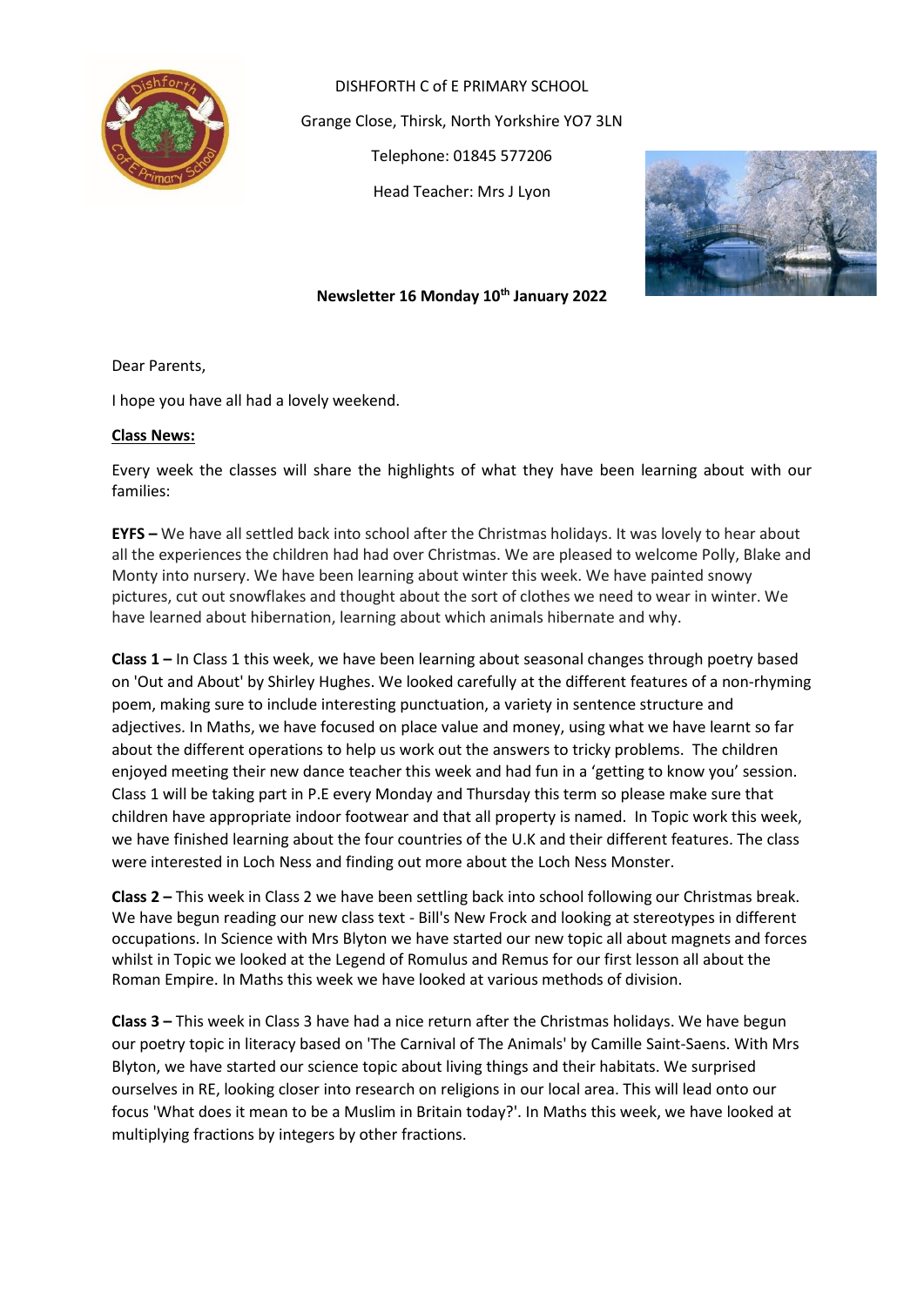DISHFORTH C of E PRIMARY SCHOOL

Grange Close, Thirsk, North Yorkshire YO7 3LN

Telephone: 01845 577206

Head Teacher: Mrs J Lyon

**Newsletter 16 Monday 10th January 2022**

Dear Parents,

I hope you have all had a lovely weekend.

**Class News:**

Every week the classes will share the highlights of what they have been learning about with our families:

**EYFS –** We have all settled back into school after the Christmas holidays. It was lovely to hear about all the experiences the children had had over Christmas. We are pleased to welcome Polly, Blake and Monty into nursery. We have been learning about winter this week. We have painted snowy pictures, cut out snowflakes and thought about the sort of clothes we need to wear in winter. We have learned about hibernation, learning about which animals hibernate and why.

**Class 1 –** In Class 1 this week, we have been learning about seasonal changes through poetry based on 'Out and About' by Shirley Hughes. We looked carefully at the different features of a non-rhyming poem, making sure to include interesting punctuation, a variety in sentence structure and adjectives. In Maths, we have focused on place value and money, using what we have learnt so far about the different operations to help us work out the answers to tricky problems. The children enjoyed meeting their new dance teacher this week and had fun in a 'getting to know you' session. Class 1 will be taking part in P.E every Monday and Thursday this term so please make sure that children have appropriate indoor footwear and that all property is named. In Topic work this week, we have finished learning about the four countries of the U.K and their different features. The class were interested in Loch Ness and finding out more about the Loch Ness Monster.

**Class 2 –** This week in Class 2 we have been settling back into school following our Christmas break. We have begun reading our new class text - Bill's New Frock and looking at stereotypes in different occupations. In Science with Mrs Blyton we have started our new topic all about magnets and forces whilst in Topic we looked at the Legend of Romulus and Remus for our first lesson all about the Roman Empire. In Maths this week we have looked at various methods of division.

**Class 3 –** This week in Class 3 have had a nice return after the Christmas holidays. We have begun our poetry topic in literacy based on 'The Carnival of The Animals' by Camille Saint-Saens. With Mrs Blyton, we have started our science topic about living things and their habitats. We surprised ourselves in RE, looking closer into research on religions in our local area. This will lead onto our focus 'What does it mean to be a Muslim in Britain today?'. In Maths this week, we have looked at multiplying fractions by integers by other fractions.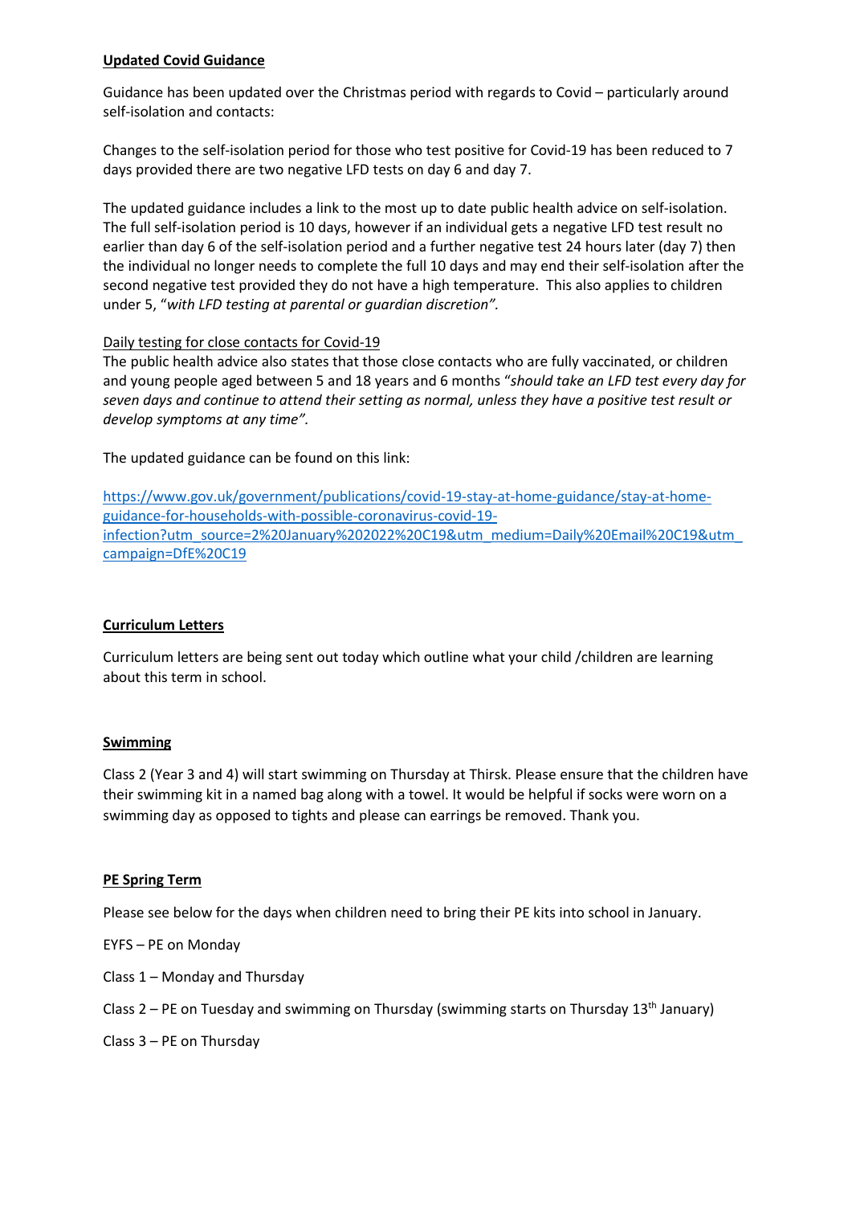**Updated Covid Guidance**

Guidance has been updated over the Christmas period with regards to Covid – particularly around self-isolation and contacts:

Changes to the self-isolation period for those who test positive for Covid-19 has been reduced to 7 days provided there are two negative LFD tests on day 6 and day 7.

The updated guidance includes a link to the most up to date public health advice on self-isolation. The full self-isolation period is 10 days, however if an individual gets a negative LFD test result no earlier than day 6 of the self-isolation period and a further negative test 24 hours later (day 7) then the individual no longer needs to complete the full 10 days and may end their self-isolation after the second negative test provided they do not have a high temperature. This also applies to children under 5, "*with LFD testing at parental or guardian discretion".*

Daily testing for close contacts for Covid-19

The public health advice also states that those close contacts who are fully vaccinated, or children and young people aged between 5 and 18 years and 6 months "*should take an LFD test every day for seven days and continue to attend their setting as normal, unless they have a positive test result or develop symptoms at any time".*

The updated guidance can be found on this link:

https://www.gov.uk/government/publications/covid-19-stay-at-home-guidance/stay-at-home-guidance-for-households-with-possible-coronavirus-covid-19-infection?utm_source=2%20January%202022%20C19&utm_medium=Daily%20Email%20C19&utm_campaign=DfE%20C19

**Curriculum Letters**

Curriculum letters are being sent out today which outline what your child /children are learning about this term in school.

**Swimming**

Class 2 (Year 3 and 4) will start swimming on Thursday at Thirsk. Please ensure that the children have their swimming kit in a named bag along with a towel. It would be helpful if socks were worn on a swimming day as opposed to tights and please can earrings be removed. Thank you.

**PE Spring Term**

Please see below for the days when children need to bring their PE kits into school in January.

EYFS – PE on Monday

Class 1 – Monday and Thursday

Class 2 – PE on Tuesday and swimming on Thursday (swimming starts on Thursday 13th January)

Class 3 – PE on Thursday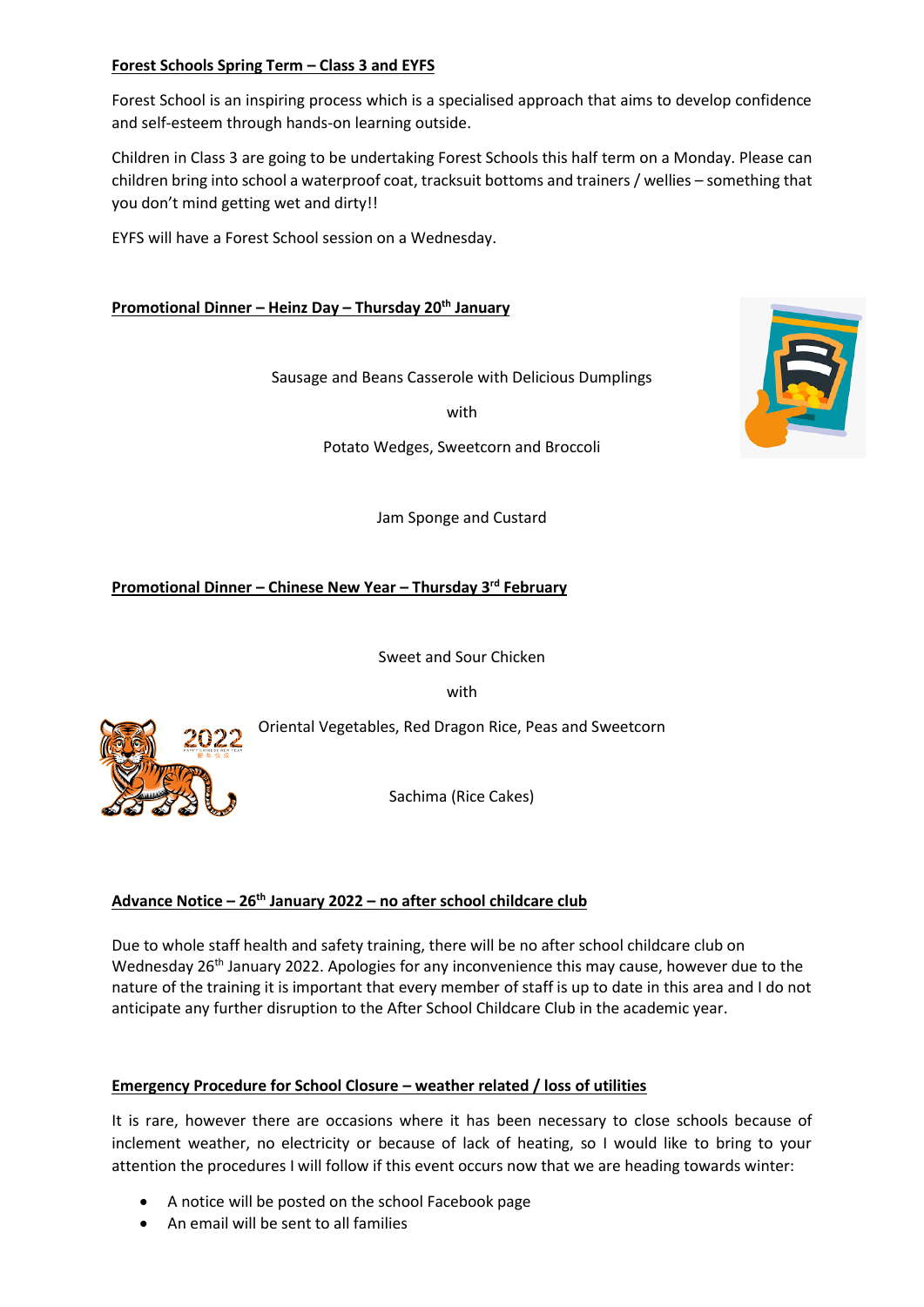**Forest Schools Spring Term – Class 3 and EYFS**

Forest School is an inspiring process which is a specialised approach that aims to develop confidence and self-esteem through hands-on learning outside.

Children in Class 3 are going to be undertaking Forest Schools this half term on a Monday. Please can children bring into school a waterproof coat, tracksuit bottoms and trainers / wellies – something that you don't mind getting wet and dirty!!

EYFS will have a Forest School session on a Wednesday.

**Promotional Dinner – Heinz Day – Thursday 20th January**

Sausage and Beans Casserole with Delicious Dumplings

with

Potato Wedges, Sweetcorn and Broccoli

Jam Sponge and Custard

**Promotional Dinner – Chinese New Year – Thursday 3rd February**

Sweet and Sour Chicken

with

Oriental Vegetables, Red Dragon Rice, Peas and Sweetcorn

Sachima (Rice Cakes)

**Advance Notice – 26th January 2022 – no after school childcare club**

Due to whole staff health and safety training, there will be no after school childcare club on Wednesday 26th January 2022. Apologies for any inconvenience this may cause, however due to the nature of the training it is important that every member of staff is up to date in this area and I do not anticipate any further disruption to the After School Childcare Club in the academic year.

**Emergency Procedure for School Closure – weather related / loss of utilities**

It is rare, however there are occasions where it has been necessary to close schools because of inclement weather, no electricity or because of lack of heating, so I would like to bring to your attention the procedures I will follow if this event occurs now that we are heading towards winter:

- A notice will be posted on the school Facebook page
- An email will be sent to all families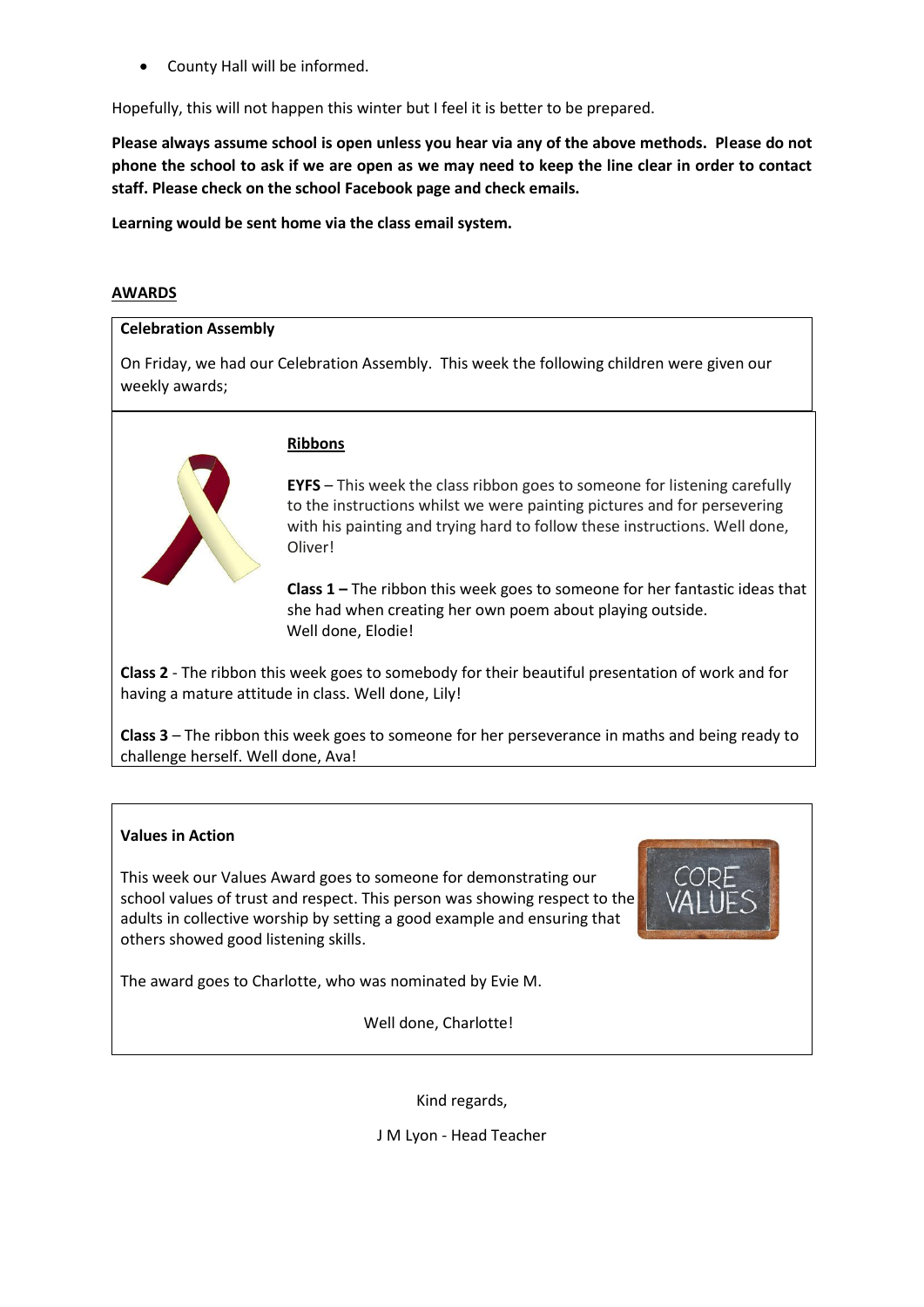- County Hall will be informed.

Hopefully, this will not happen this winter but I feel it is better to be prepared.

**Please always assume school is open unless you hear via any of the above methods. Please do not phone the school to ask if we are open as we may need to keep the line clear in order to contact staff. Please check on the school Facebook page and check emails.**

**Learning would be sent home via the class email system.**

## AWARDS

### Celebration Assembly

On Friday, we had our Celebration Assembly. This week the following children were given our weekly awards;

### Ribbons

**EYFS** – This week the class ribbon goes to someone for listening carefully to the instructions whilst we were painting pictures and for persevering with his painting and trying hard to follow these instructions. Well done, Oliver!

**Class 1 –** The ribbon this week goes to someone for her fantastic ideas that she had when creating her own poem about playing outside. Well done, Elodie!

**Class 2** - The ribbon this week goes to somebody for their beautiful presentation of work and for having a mature attitude in class. Well done, Lily!

**Class 3** – The ribbon this week goes to someone for her perseverance in maths and being ready to challenge herself. Well done, Ava!

### Values in Action

This week our Values Award goes to someone for demonstrating our school values of trust and respect. This person was showing respect to the adults in collective worship by setting a good example and ensuring that others showed good listening skills.

The award goes to Charlotte, who was nominated by Evie M.

Well done, Charlotte!

Kind regards,

J M Lyon - Head Teacher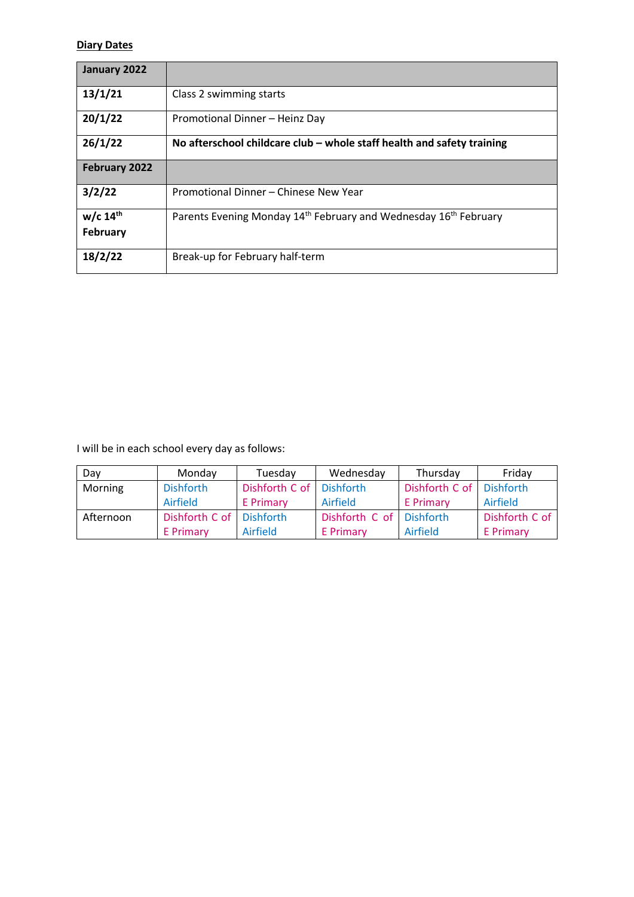**Diary Dates**

| January 2022 | |
|---|---|
| **13/1/21** | Class 2 swimming starts |
| **20/1/22** | Promotional Dinner – Heinz Day |
| **26/1/22** | **No afterschool childcare club – whole staff health and safety training** |
| **February 2022** | |
| **3/2/22** | Promotional Dinner – Chinese New Year |
| **w/c 14th February** | Parents Evening Monday 14th February and Wednesday 16th February |
| **18/2/22** | Break-up for February half-term |

I will be in each school every day as follows:

| Day | Monday | Tuesday | Wednesday | Thursday | Friday |
|---|---|---|---|---|---|
| Morning | Dishforth Airfield | Dishforth C of E Primary | Dishforth Airfield | Dishforth C of E Primary | Dishforth Airfield |
| Afternoon | Dishforth C of E Primary | Dishforth Airfield | Dishforth C of E Primary | Dishforth Airfield | Dishforth C of E Primary |